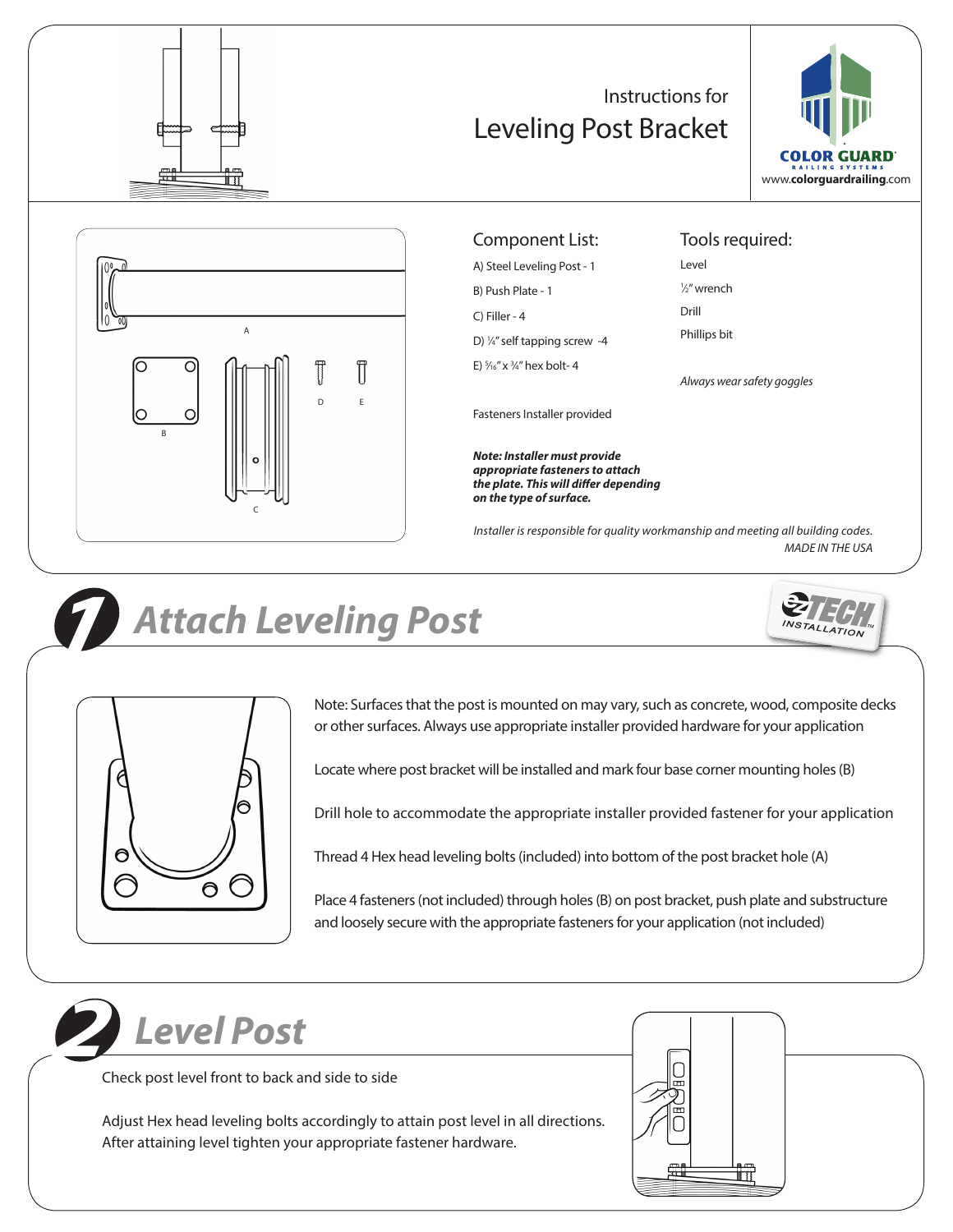Instructions for

# Leveling Post Bracket

COLOR GUARD
RAILING SYSTEMS
www.colorguardrailing.com

## Component List:

A) Steel Leveling Post - 1

B) Push Plate - 1

C) Filler - 4

D) ¼" self tapping screw -4

E) $^5/_{16}$" x ¾" hex bolt- 4

Fasteners Installer provided

***Note: Installer must provide appropriate fasteners to attach the plate. This will differ depending on the type of surface.***

## Tools required:

Level

½" wrench

Drill

Phillips bit

*Always wear safety goggles*

*Installer is responsible for quality workmanship and meeting all building codes.*

*MADE IN THE USA*

## 1 Attach Leveling Post

EZ TECH INSTALLATION

Note: Surfaces that the post is mounted on may vary, such as concrete, wood, composite decks or other surfaces. Always use appropriate installer provided hardware for your application

Locate where post bracket will be installed and mark four base corner mounting holes (B)

Drill hole to accommodate the appropriate installer provided fastener for your application

Thread 4 Hex head leveling bolts (included) into bottom of the post bracket hole (A)

Place 4 fasteners (not included) through holes (B) on post bracket, push plate and substructure and loosely secure with the appropriate fasteners for your application (not included)

## 2 Level Post

Check post level front to back and side to side

Adjust Hex head leveling bolts accordingly to attain post level in all directions. After attaining level tighten your appropriate fastener hardware.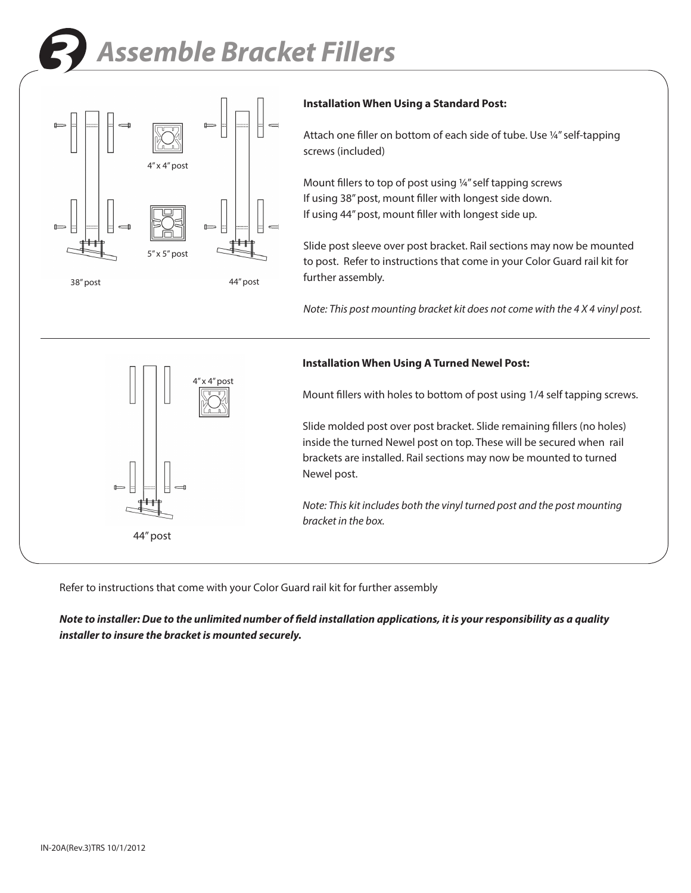# 3 Assemble Bracket Fillers

4" x 4" post

5" x 5" post

38" post

44" post

**Installation When Using a Standard Post:**

Attach one filler on bottom of each side of tube. Use ¼" self-tapping screws (included)

Mount fillers to top of post using ¼" self tapping screws
If using 38" post, mount filler with longest side down.
If using 44" post, mount filler with longest side up.

Slide post sleeve over post bracket. Rail sections may now be mounted to post. Refer to instructions that come in your Color Guard rail kit for further assembly.

*Note: This post mounting bracket kit does not come with the 4 X 4 vinyl post.*

---

4" x 4" post

44" post

**Installation When Using A Turned Newel Post:**

Mount fillers with holes to bottom of post using 1/4 self tapping screws.

Slide molded post over post bracket. Slide remaining fillers (no holes) inside the turned Newel post on top. These will be secured when rail brackets are installed. Rail sections may now be mounted to turned Newel post.

*Note: This kit includes both the vinyl turned post and the post mounting bracket in the box.*

Refer to instructions that come with your Color Guard rail kit for further assembly

***Note to installer: Due to the unlimited number of field installation applications, it is your responsibility as a quality installer to insure the bracket is mounted securely.***

IN-20A(Rev.3)TRS 10/1/2012